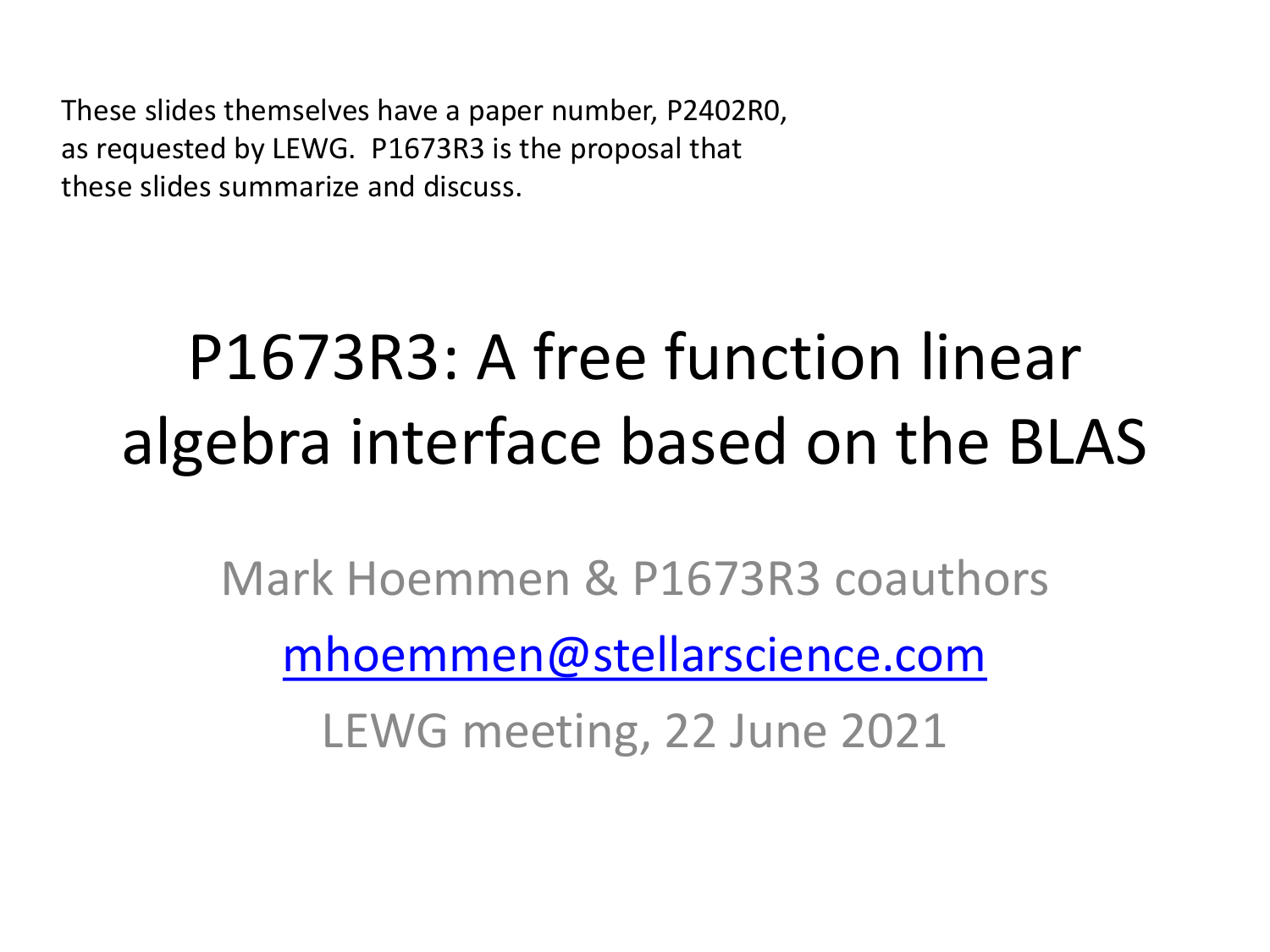These slides themselves have a paper number, P2402R0, as requested by LEWG. P1673R3 is the proposal that these slides summarize and discuss.

# P1673R3: A free function linear algebra interface based on the BLAS

Mark Hoemmen & P1673R3 coauthors

mhoemmen@stellarscience.com

LEWG meeting, 22 June 2021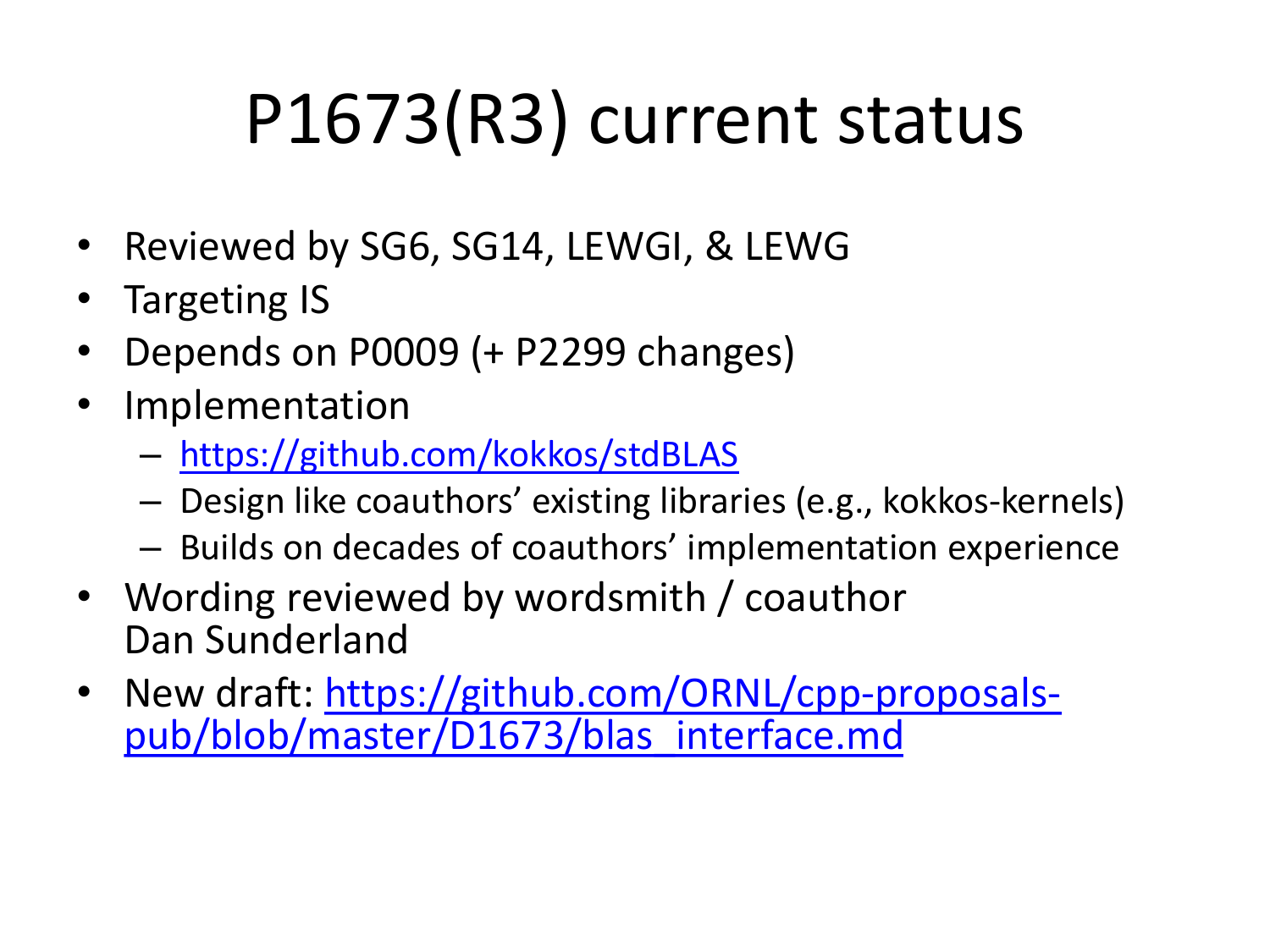# P1673(R3) current status

- Reviewed by SG6, SG14, LEWGI, & LEWG
- Targeting IS
- Depends on P0009 (+ P2299 changes)
- Implementation
  - https://github.com/kokkos/stdBLAS
  - Design like coauthors' existing libraries (e.g., kokkos-kernels)
  - Builds on decades of coauthors' implementation experience
- Wording reviewed by wordsmith / coauthor Dan Sunderland
- New draft: https://github.com/ORNL/cpp-proposals-pub/blob/master/D1673/blas_interface.md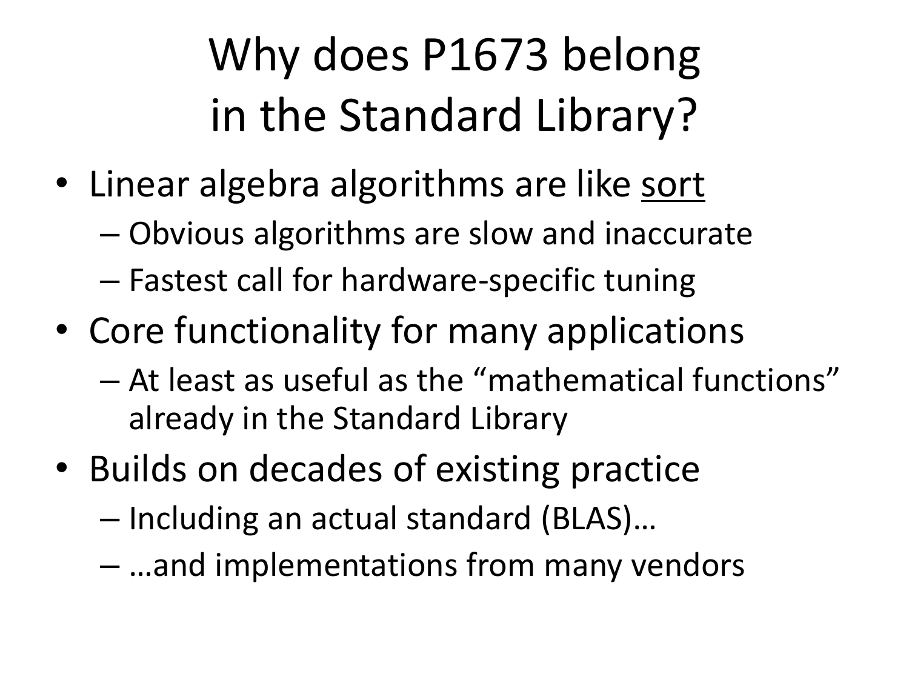# Why does P1673 belong in the Standard Library?

- Linear algebra algorithms are like <u>sort</u>
  - Obvious algorithms are slow and inaccurate
  - Fastest call for hardware-specific tuning
- Core functionality for many applications
  - At least as useful as the "mathematical functions" already in the Standard Library
- Builds on decades of existing practice
  - Including an actual standard (BLAS)…
  - …and implementations from many vendors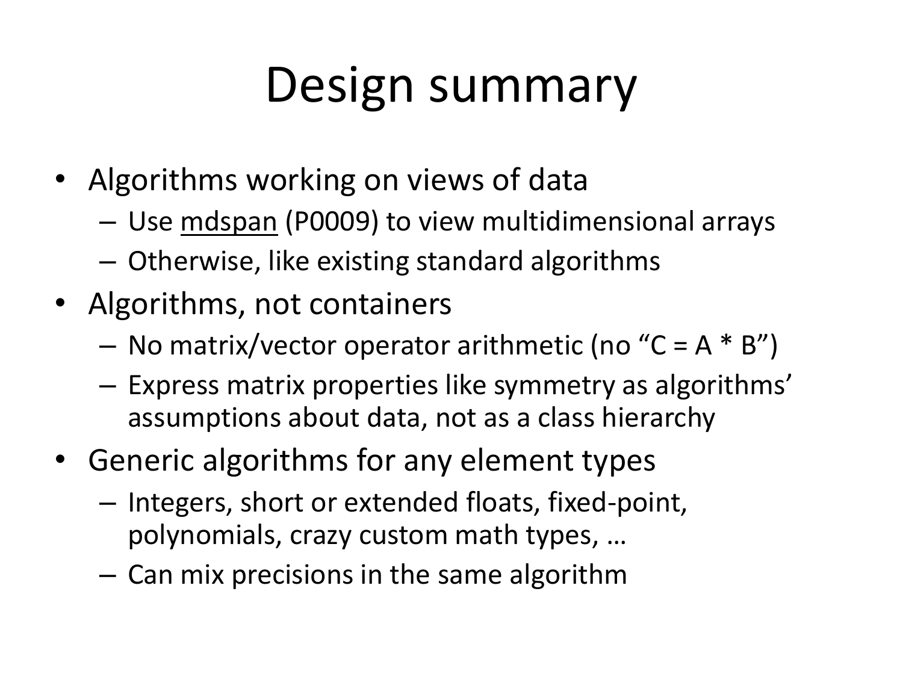# Design summary

- Algorithms working on views of data
  - Use mdspan (P0009) to view multidimensional arrays
  - Otherwise, like existing standard algorithms
- Algorithms, not containers
  - No matrix/vector operator arithmetic (no “C = A * B”)
  - Express matrix properties like symmetry as algorithms’ assumptions about data, not as a class hierarchy
- Generic algorithms for any element types
  - Integers, short or extended floats, fixed-point, polynomials, crazy custom math types, …
  - Can mix precisions in the same algorithm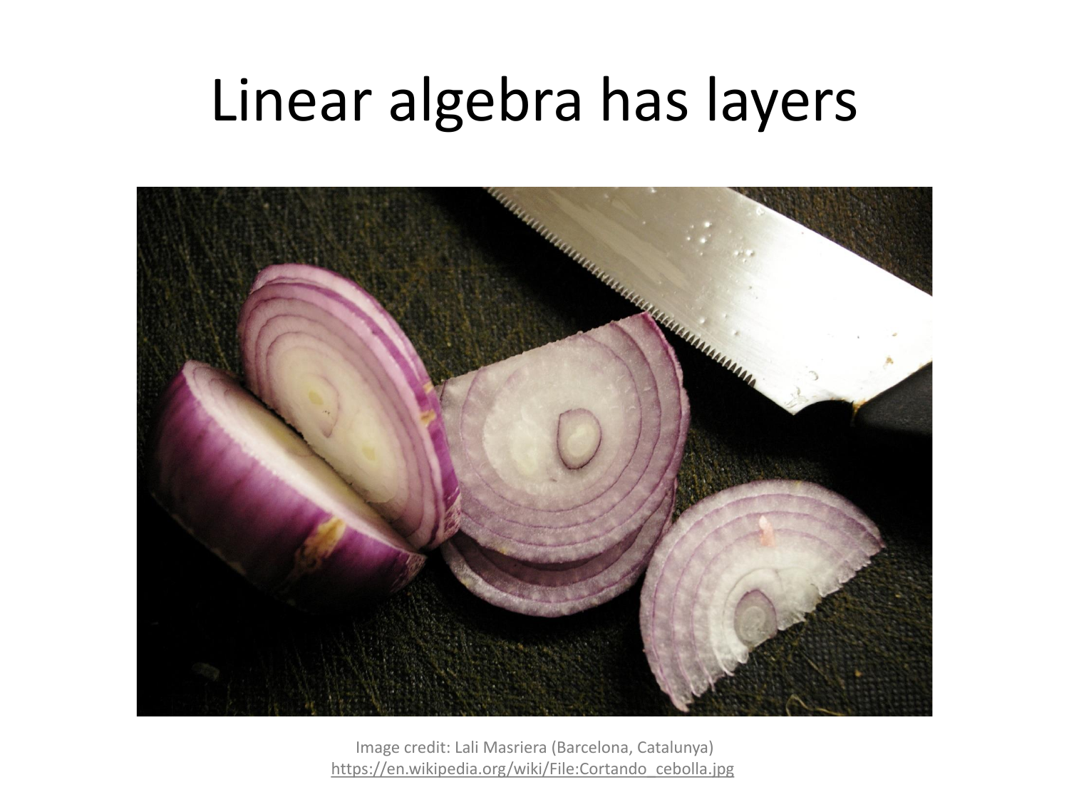# Linear algebra has layers

Image credit: Lali Masriera (Barcelona, Catalunya)
https://en.wikipedia.org/wiki/File:Cortando_cebolla.jpg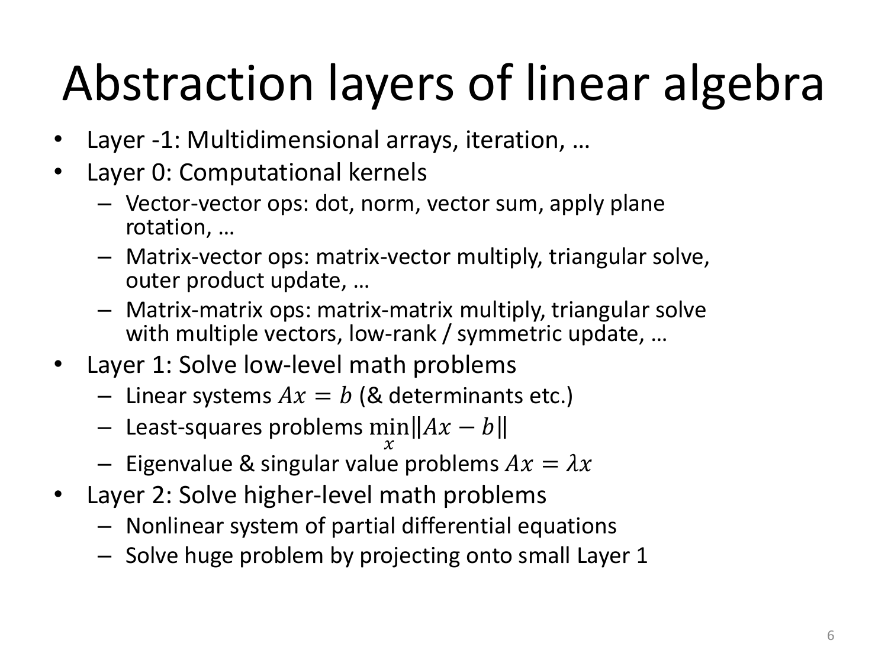# Abstraction layers of linear algebra

- Layer -1: Multidimensional arrays, iteration, …
- Layer 0: Computational kernels
  - Vector-vector ops: dot, norm, vector sum, apply plane rotation, …
  - Matrix-vector ops: matrix-vector multiply, triangular solve, outer product update, …
  - Matrix-matrix ops: matrix-matrix multiply, triangular solve with multiple vectors, low-rank / symmetric update, …
- Layer 1: Solve low-level math problems
  - Linear systems $Ax = b$ (& determinants etc.)
  - Least-squares problems $\min_x \|Ax - b\|$
  - Eigenvalue & singular value problems $Ax = \lambda x$
- Layer 2: Solve higher-level math problems
  - Nonlinear system of partial differential equations
  - Solve huge problem by projecting onto small Layer 1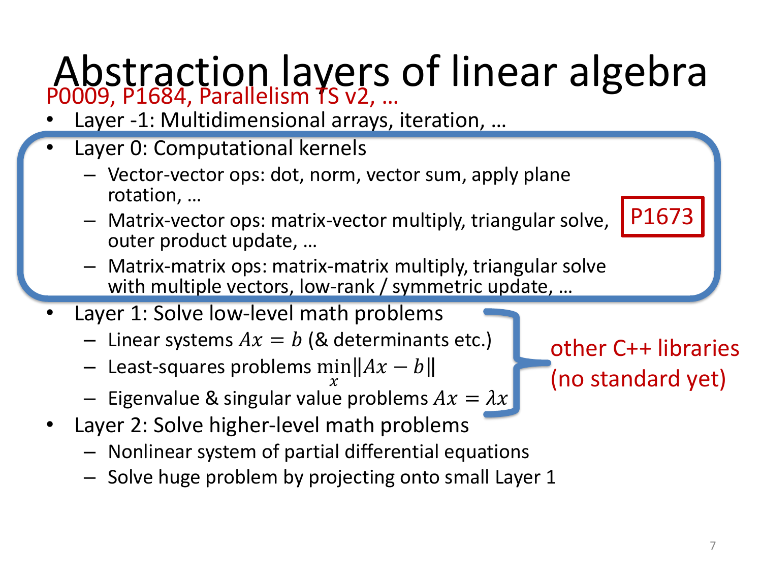# Abstraction layers of linear algebra

P0009, P1684, Parallelism TS v2, …

- Layer -1: Multidimensional arrays, iteration, …
- Layer 0: Computational kernels
  - Vector-vector ops: dot, norm, vector sum, apply plane rotation, …
  - Matrix-vector ops: matrix-vector multiply, triangular solve, outer product update, …
  - Matrix-matrix ops: matrix-matrix multiply, triangular solve with multiple vectors, low-rank / symmetric update, …

P1673

- Layer 1: Solve low-level math problems
  - Linear systems $Ax = b$ (& determinants etc.)
  - Least-squares problems $\min_x \|Ax - b\|$
  - Eigenvalue & singular value problems $Ax = \lambda x$

other C++ libraries (no standard yet)

- Layer 2: Solve higher-level math problems
  - Nonlinear system of partial differential equations
  - Solve huge problem by projecting onto small Layer 1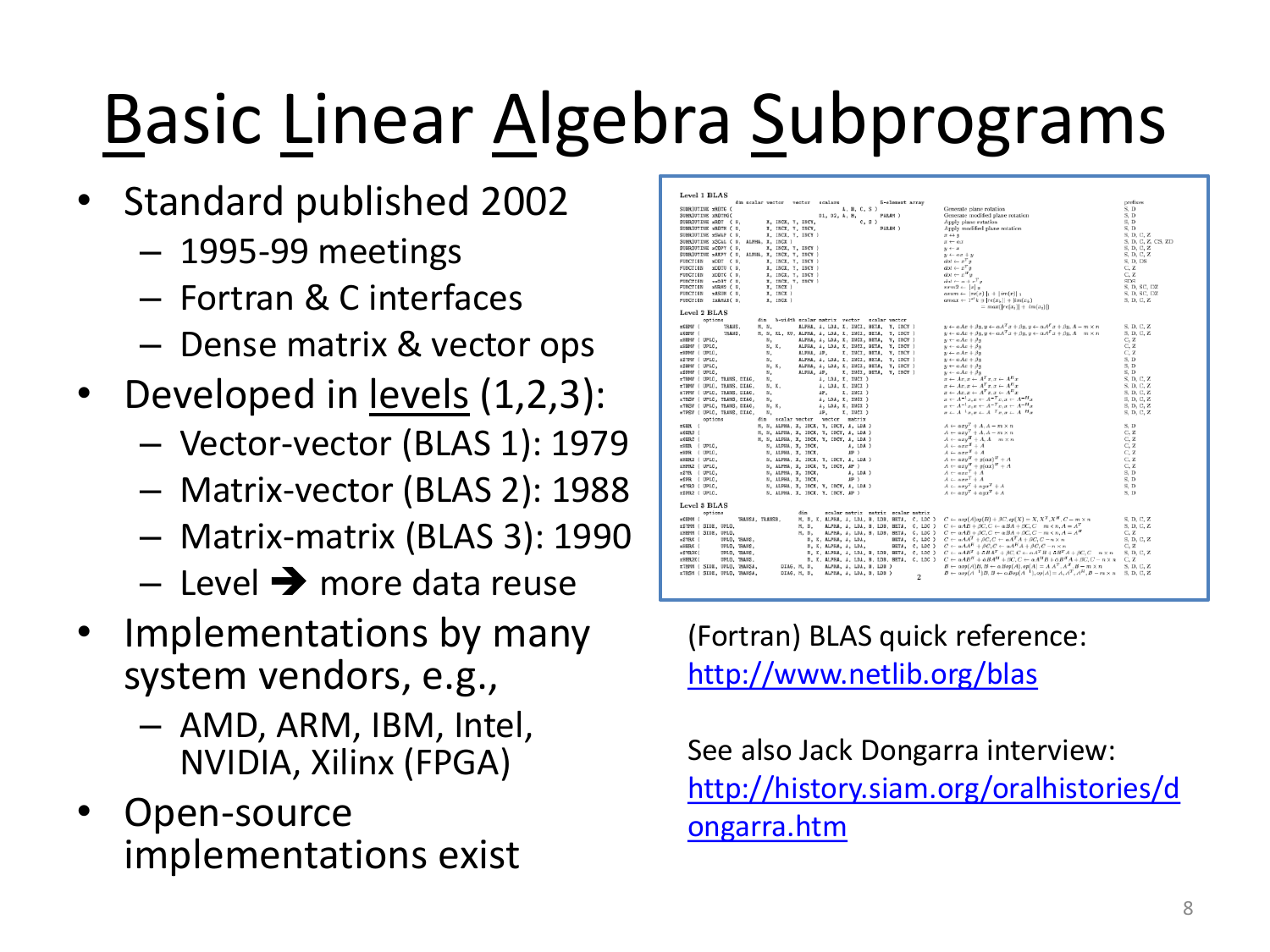# Basic Linear Algebra Subprograms

- Standard published 2002
  - 1995-99 meetings
  - Fortran & C interfaces
  - Dense matrix & vector ops
- Developed in levels (1,2,3):
  - Vector-vector (BLAS 1): 1979
  - Matrix-vector (BLAS 2): 1988
  - Matrix-matrix (BLAS 3): 1990
  - Level ➔ more data reuse
- Implementations by many system vendors, e.g.,
  - AMD, ARM, IBM, Intel, NVIDIA, Xilinx (FPGA)
- Open-source implementations exist

(Fortran) BLAS quick reference: [http://www.netlib.org/blas](http://www.netlib.org/blas)

See also Jack Dongarra interview: [http://history.siam.org/oralhistories/dongarra.htm](http://history.siam.org/oralhistories/dongarra.htm)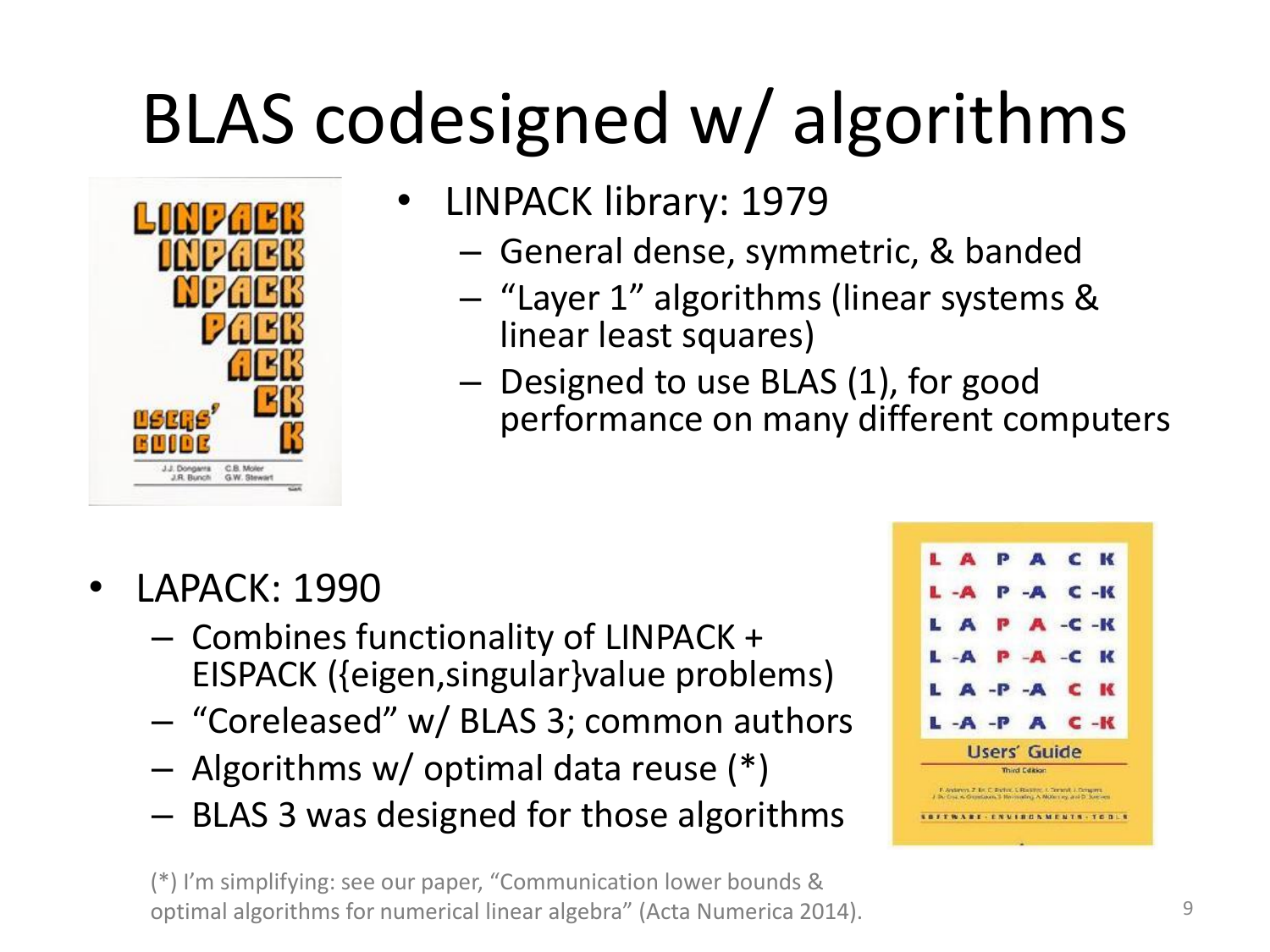# BLAS codesigned w/ algorithms

- LINPACK library: 1979
  - General dense, symmetric, & banded
  - "Layer 1" algorithms (linear systems & linear least squares)
  - Designed to use BLAS (1), for good performance on many different computers

- LAPACK: 1990
  - Combines functionality of LINPACK + EISPACK ({eigen,singular}value problems)
  - "Coreleased" w/ BLAS 3; common authors
  - Algorithms w/ optimal data reuse (*)
  - BLAS 3 was designed for those algorithms

(*) I'm simplifying: see our paper, "Communication lower bounds & optimal algorithms for numerical linear algebra" (Acta Numerica 2014).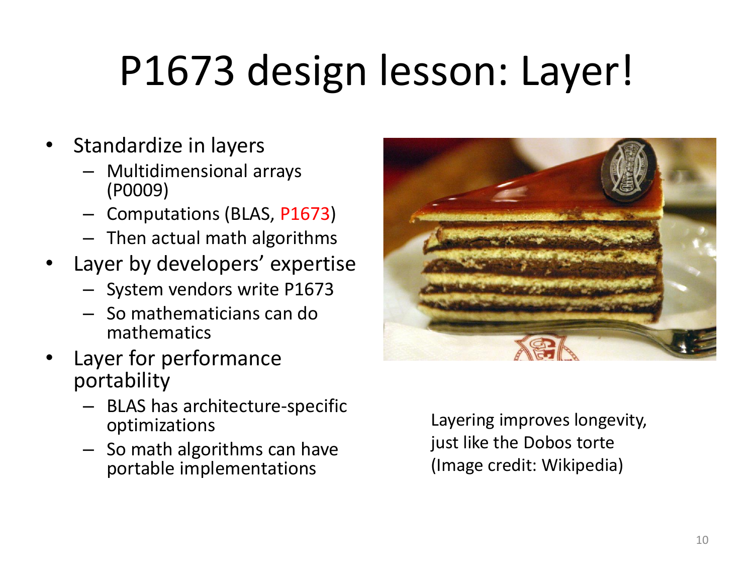# P1673 design lesson: Layer!

- Standardize in layers
  - Multidimensional arrays (P0009)
  - Computations (BLAS, P1673)
  - Then actual math algorithms
- Layer by developers' expertise
  - System vendors write P1673
  - So mathematicians can do mathematics
- Layer for performance portability
  - BLAS has architecture-specific optimizations
  - So math algorithms can have portable implementations

Layering improves longevity, just like the Dobos torte (Image credit: Wikipedia)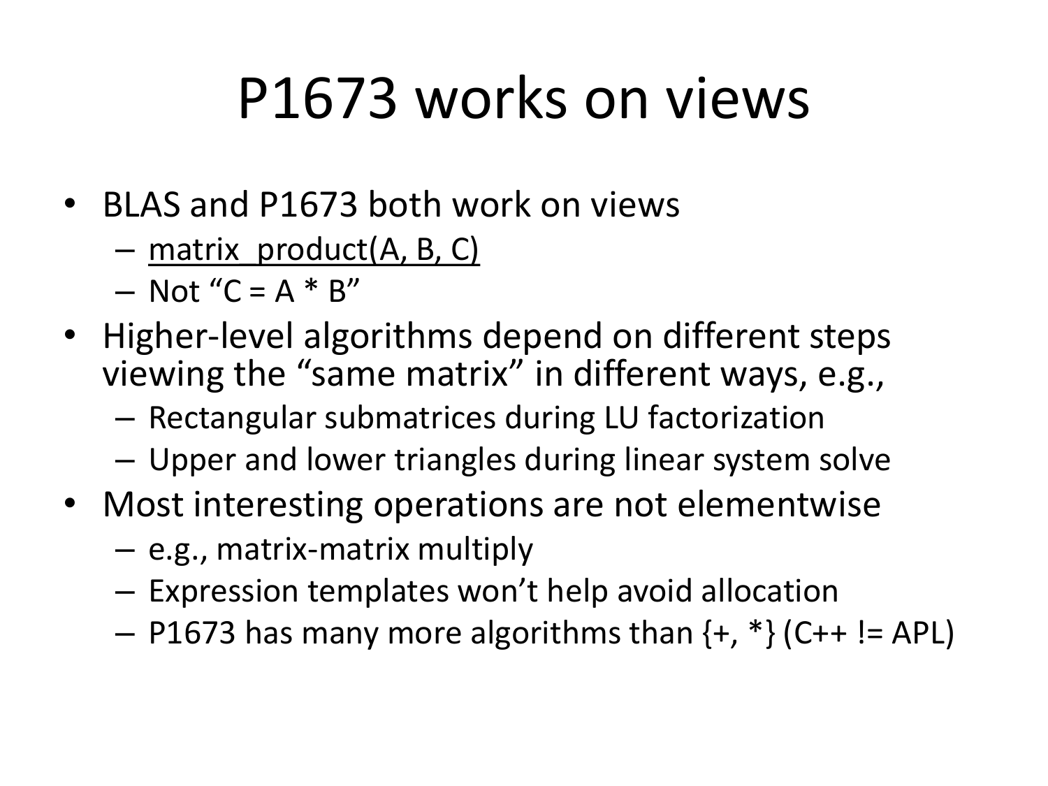# P1673 works on views

- BLAS and P1673 both work on views
  - matrix_product(A, B, C)
  - Not “C = A * B”
- Higher-level algorithms depend on different steps viewing the “same matrix” in different ways, e.g.,
  - Rectangular submatrices during LU factorization
  - Upper and lower triangles during linear system solve
- Most interesting operations are not elementwise
  - e.g., matrix-matrix multiply
  - Expression templates won’t help avoid allocation
  - P1673 has many more algorithms than {+, *} (C++ != APL)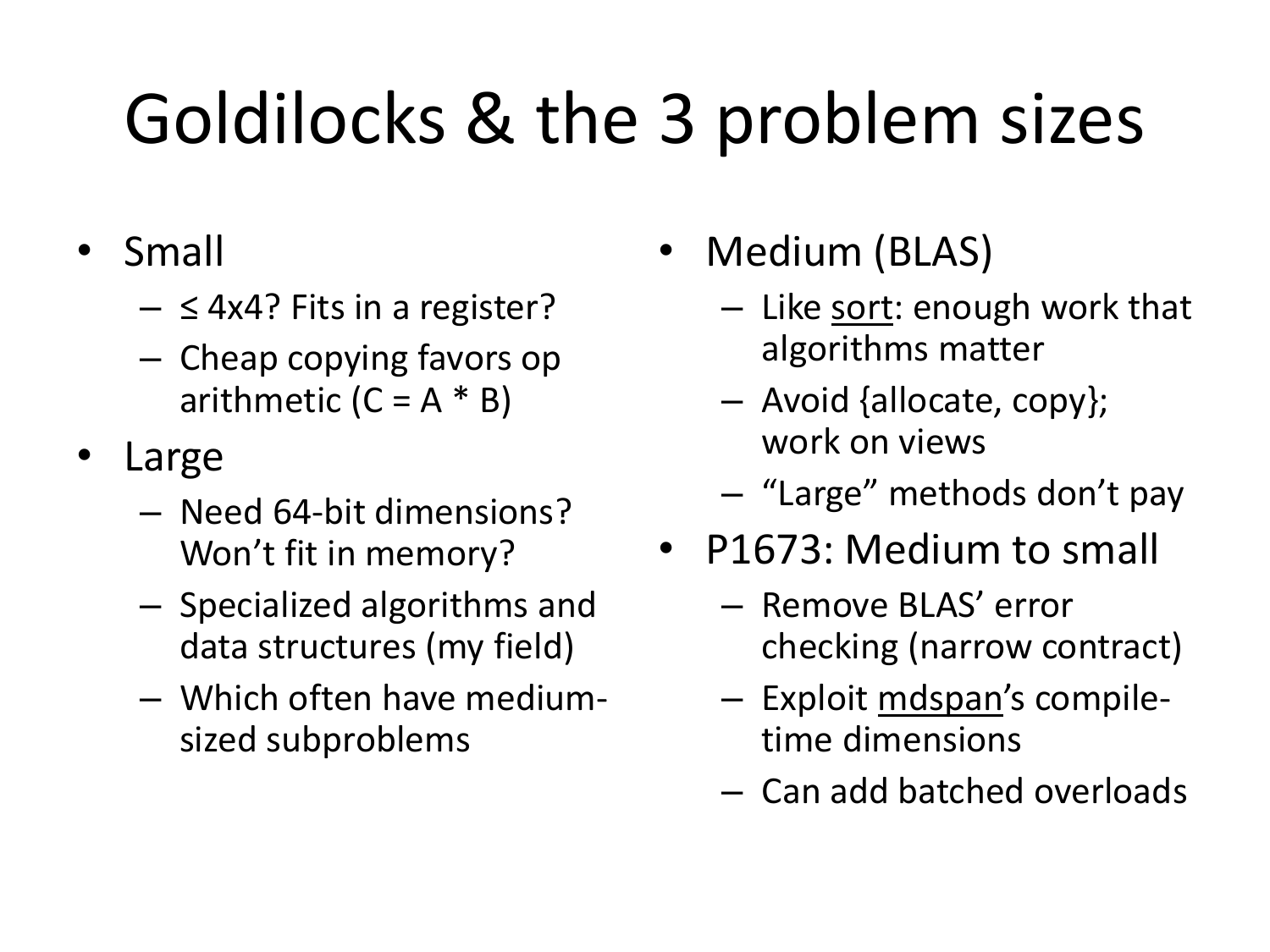# Goldilocks & the 3 problem sizes

- Small
  - ≤ 4x4? Fits in a register?
  - Cheap copying favors op arithmetic (C = A * B)
- Large
  - Need 64-bit dimensions? Won't fit in memory?
  - Specialized algorithms and data structures (my field)
  - Which often have medium-sized subproblems
- Medium (BLAS)
  - Like sort: enough work that algorithms matter
  - Avoid {allocate, copy}; work on views
  - "Large" methods don't pay
- P1673: Medium to small
  - Remove BLAS' error checking (narrow contract)
  - Exploit mdspan's compile-time dimensions
  - Can add batched overloads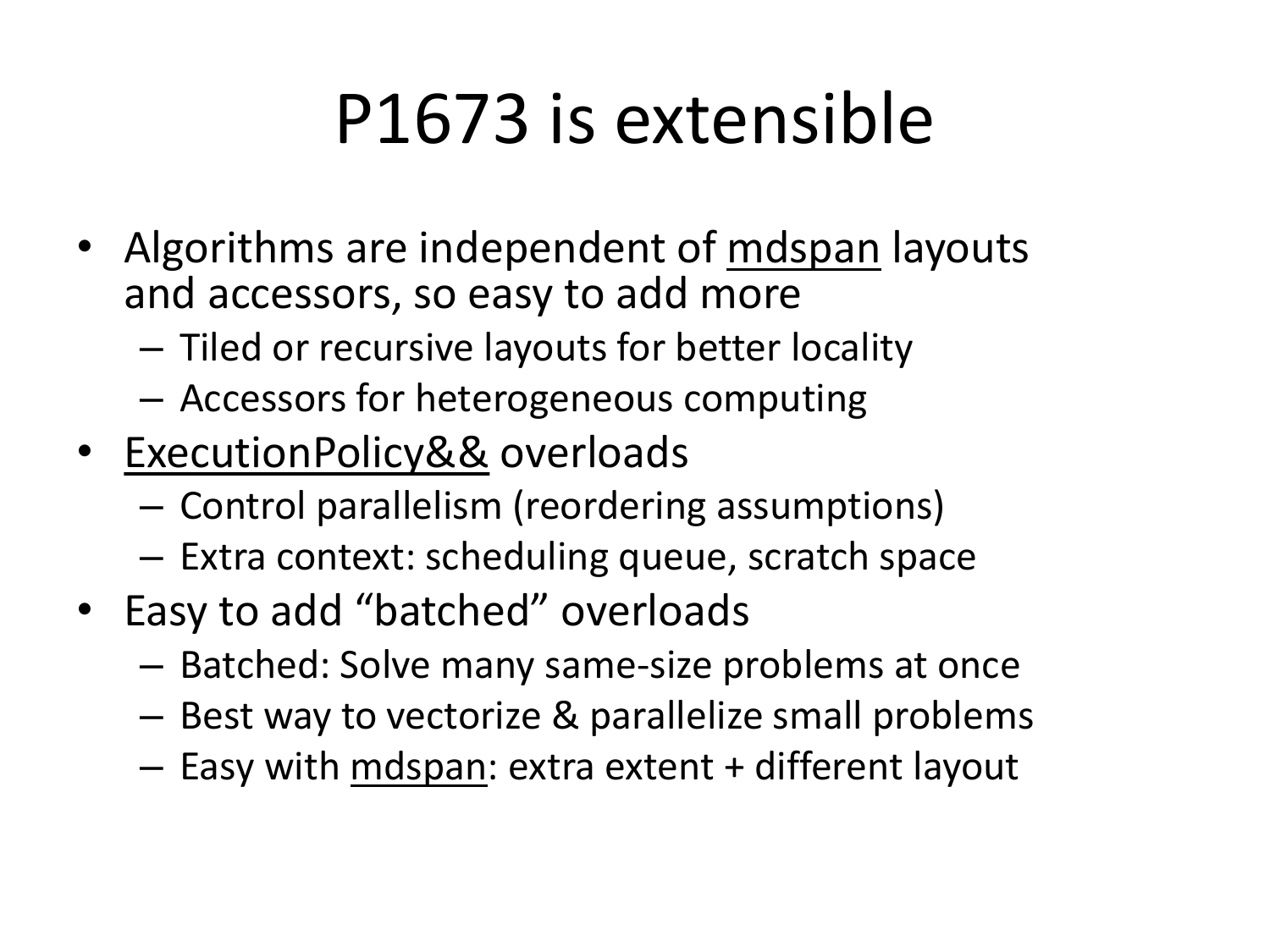# P1673 is extensible

- Algorithms are independent of mdspan layouts and accessors, so easy to add more
  - Tiled or recursive layouts for better locality
  - Accessors for heterogeneous computing
- ExecutionPolicy&& overloads
  - Control parallelism (reordering assumptions)
  - Extra context: scheduling queue, scratch space
- Easy to add "batched" overloads
  - Batched: Solve many same-size problems at once
  - Best way to vectorize & parallelize small problems
  - Easy with mdspan: extra extent + different layout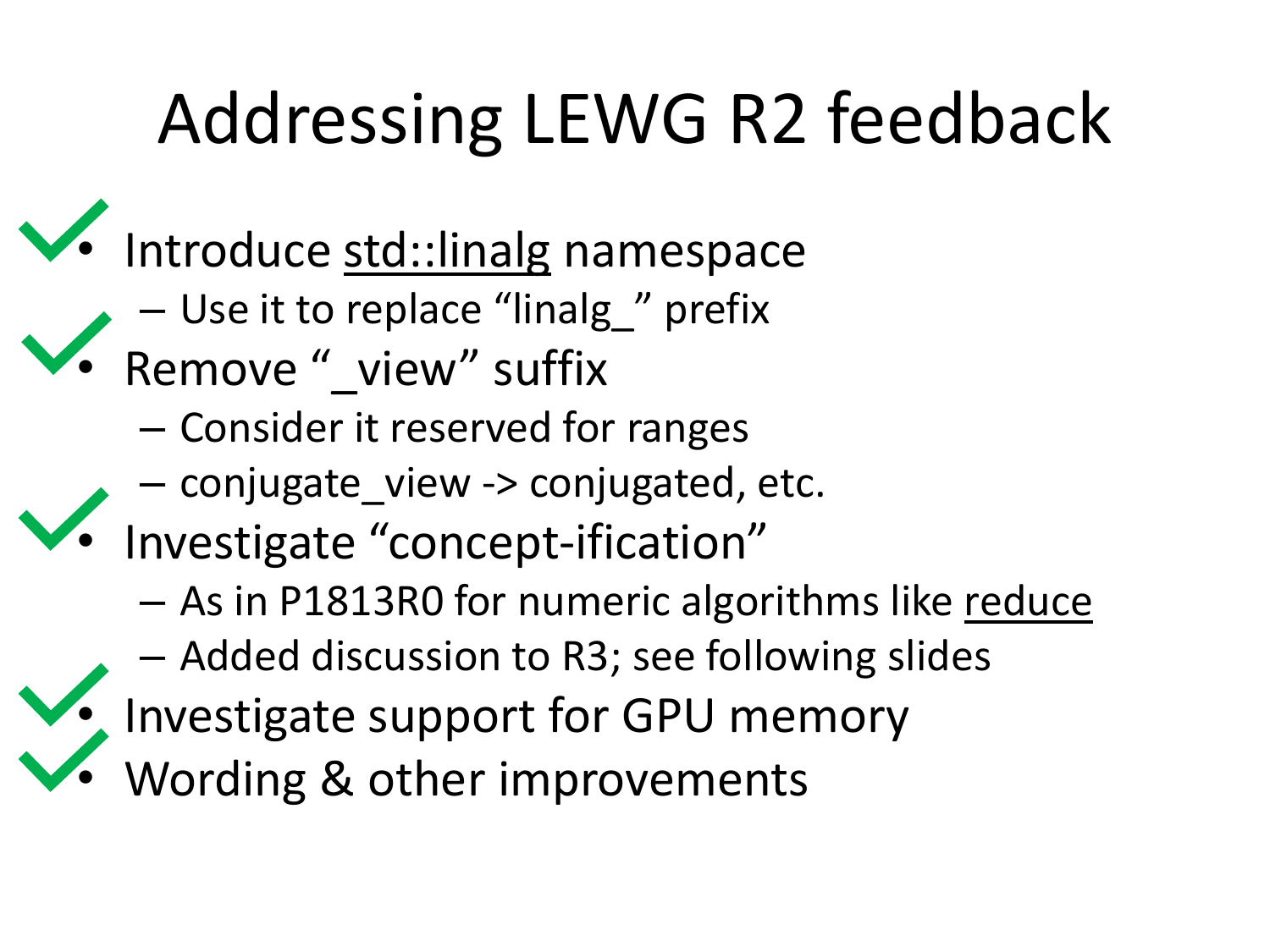# Addressing LEWG R2 feedback

- ✓ Introduce std::linalg namespace
  - Use it to replace "linalg_" prefix
- ✓ Remove "_view" suffix
  - Consider it reserved for ranges
  - conjugate_view -> conjugated, etc.
- ✓ Investigate "concept-ification"
  - As in P1813R0 for numeric algorithms like reduce
  - Added discussion to R3; see following slides
- ✓ Investigate support for GPU memory
- ✓ Wording & other improvements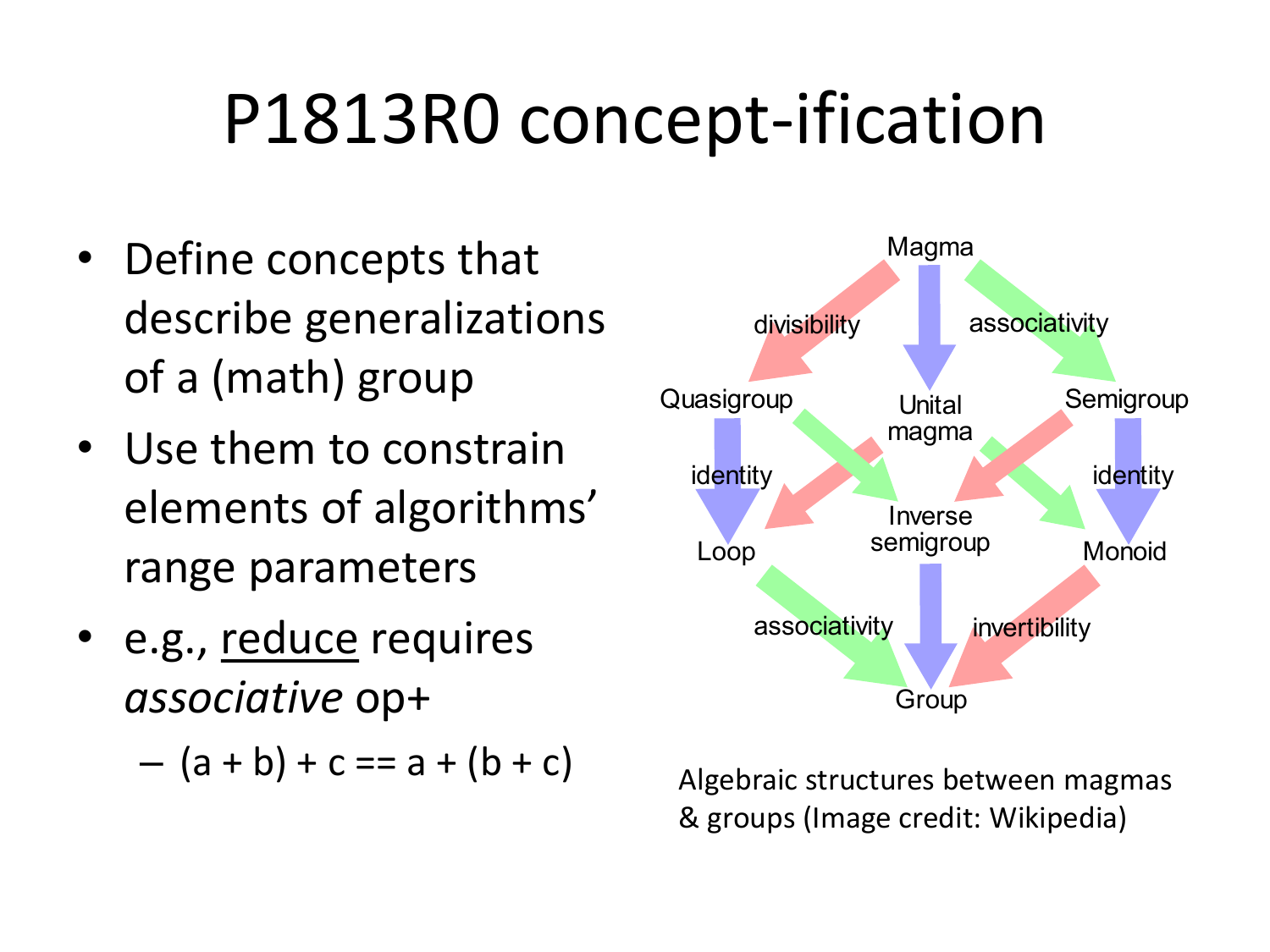# P1813R0 concept-ification

- Define concepts that describe generalizations of a (math) group
- Use them to constrain elements of algorithms' range parameters
- e.g., reduce requires *associative* op+
  - (a + b) + c == a + (b + c)

Magma

divisibility

associativity

Quasigroup

Unital magma

Semigroup

identity

identity

Loop

Inverse semigroup

Monoid

associativity

invertibility

Group

Algebraic structures between magmas & groups (Image credit: Wikipedia)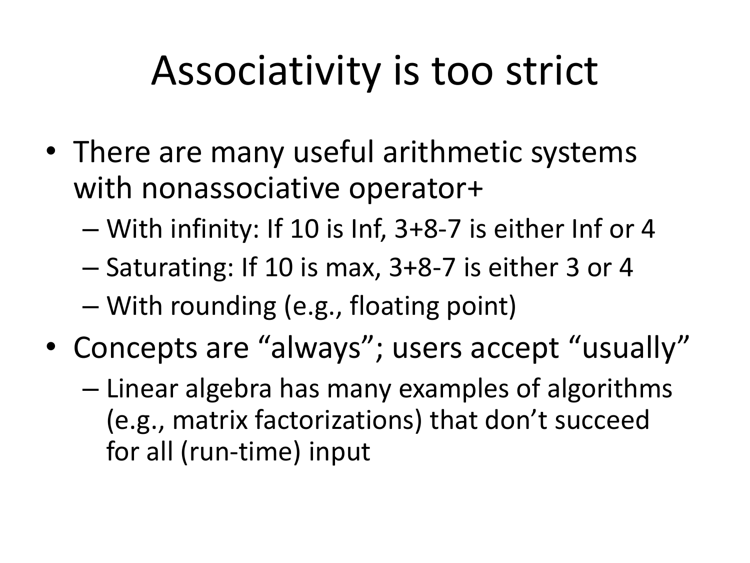# Associativity is too strict

- There are many useful arithmetic systems with nonassociative operator+
  - With infinity: If 10 is Inf, 3+8-7 is either Inf or 4
  - Saturating: If 10 is max, 3+8-7 is either 3 or 4
  - With rounding (e.g., floating point)
- Concepts are "always"; users accept "usually"
  - Linear algebra has many examples of algorithms (e.g., matrix factorizations) that don't succeed for all (run-time) input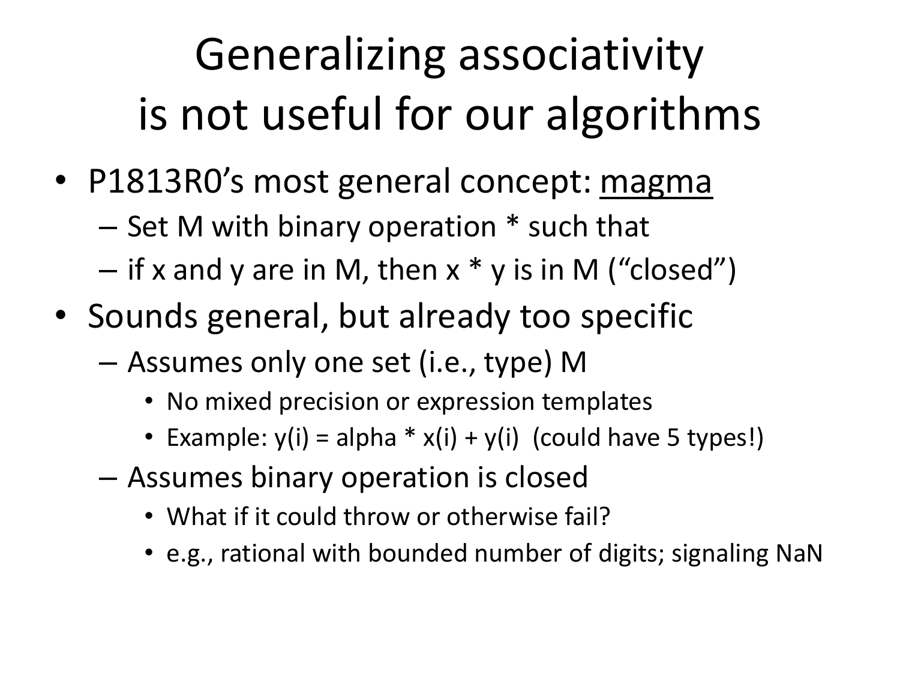# Generalizing associativity is not useful for our algorithms

- P1813R0's most general concept: <u>magma</u>
  - Set M with binary operation * such that
  - if x and y are in M, then x * y is in M ("closed")
- Sounds general, but already too specific
  - Assumes only one set (i.e., type) M
    - No mixed precision or expression templates
    - Example: y(i) = alpha * x(i) + y(i)  (could have 5 types!)
  - Assumes binary operation is closed
    - What if it could throw or otherwise fail?
    - e.g., rational with bounded number of digits; signaling NaN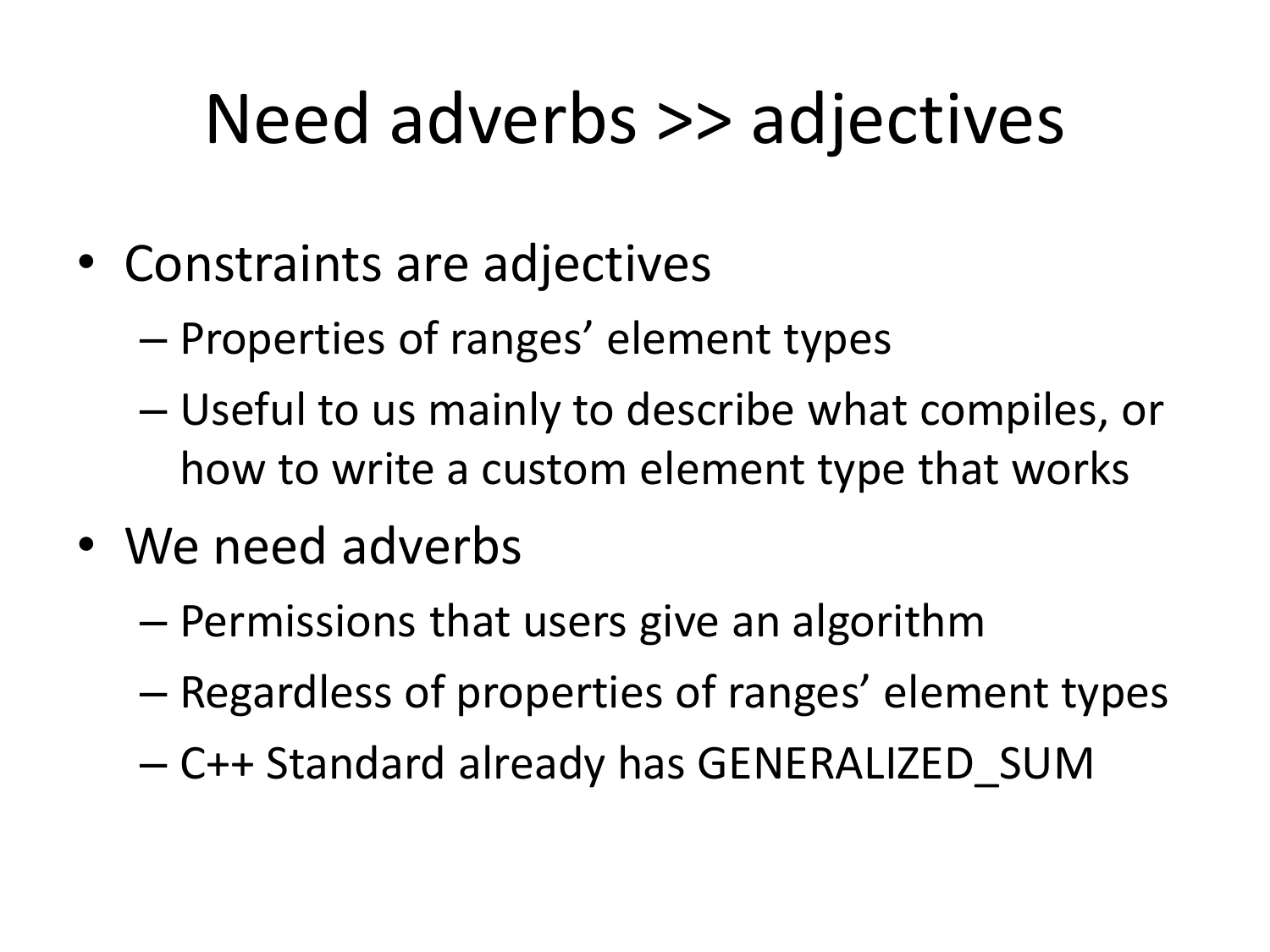# Need adverbs >> adjectives

- Constraints are adjectives
  - Properties of ranges' element types
  - Useful to us mainly to describe what compiles, or how to write a custom element type that works
- We need adverbs
  - Permissions that users give an algorithm
  - Regardless of properties of ranges' element types
  - C++ Standard already has GENERALIZED_SUM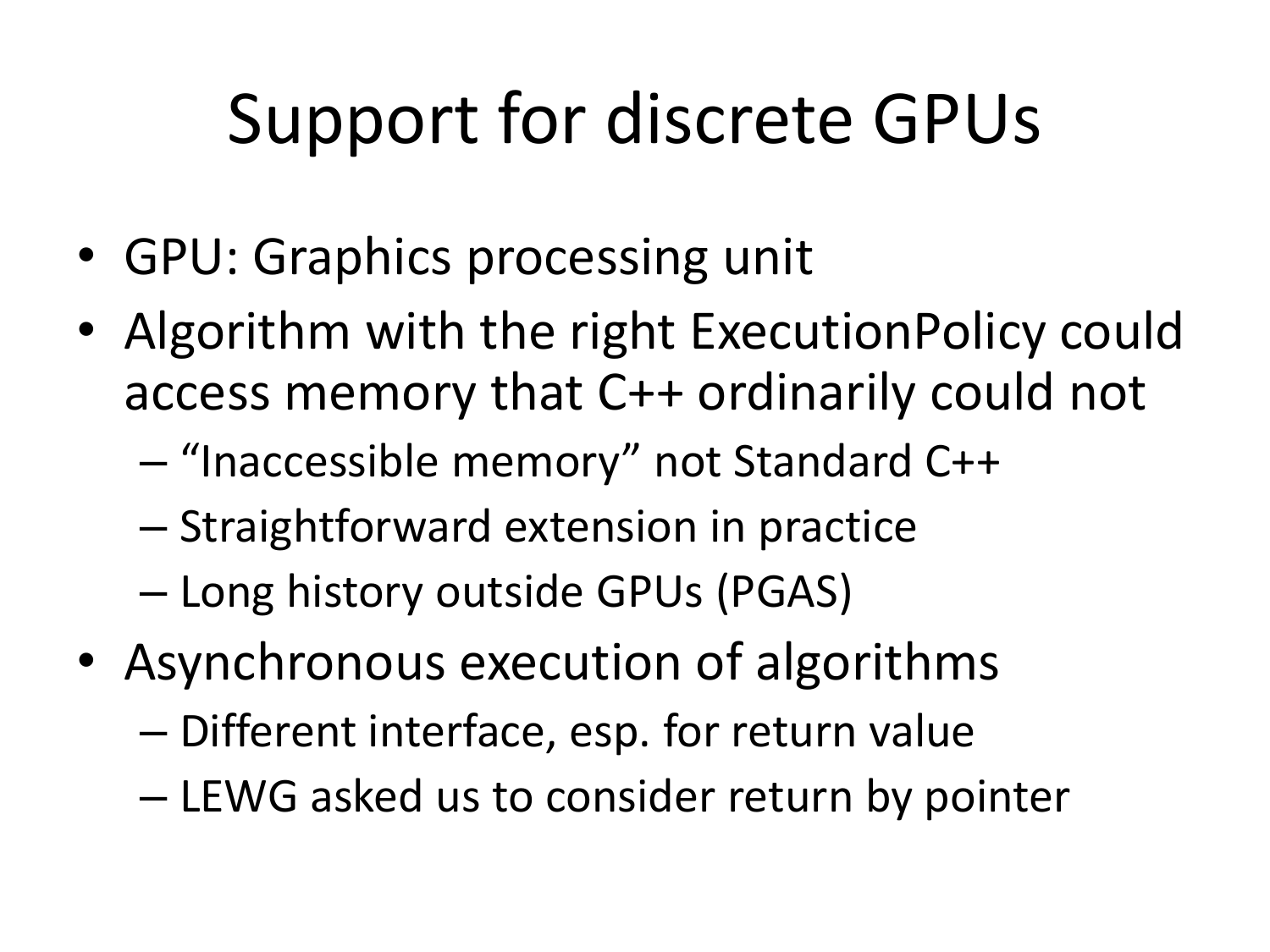# Support for discrete GPUs

- GPU: Graphics processing unit
- Algorithm with the right ExecutionPolicy could access memory that C++ ordinarily could not
  - "Inaccessible memory" not Standard C++
  - Straightforward extension in practice
  - Long history outside GPUs (PGAS)
- Asynchronous execution of algorithms
  - Different interface, esp. for return value
  - LEWG asked us to consider return by pointer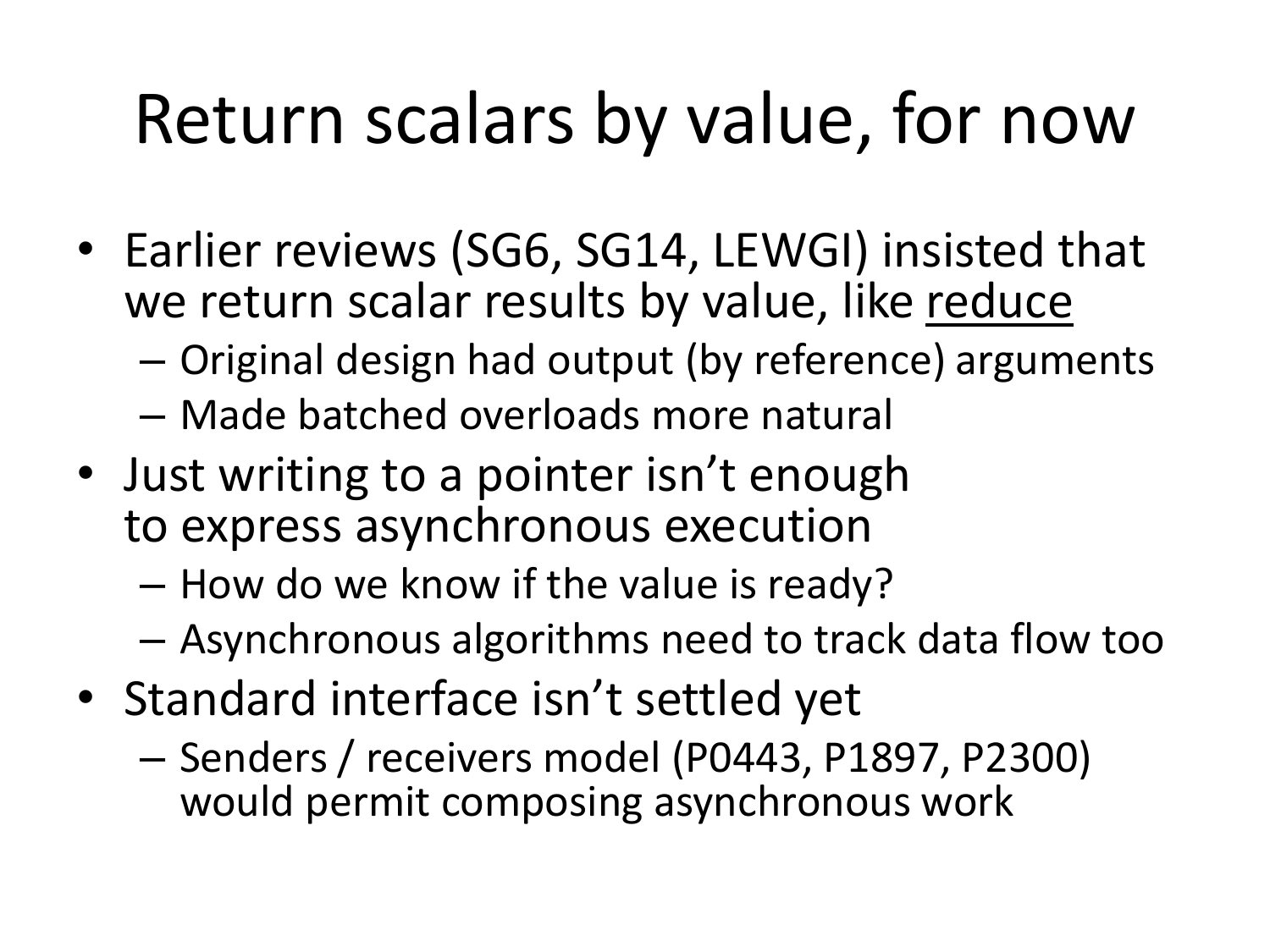# Return scalars by value, for now

- Earlier reviews (SG6, SG14, LEWGI) insisted that we return scalar results by value, like <u>reduce</u>
  - Original design had output (by reference) arguments
  - Made batched overloads more natural
- Just writing to a pointer isn't enough to express asynchronous execution
  - How do we know if the value is ready?
  - Asynchronous algorithms need to track data flow too
- Standard interface isn't settled yet
  - Senders / receivers model (P0443, P1897, P2300) would permit composing asynchronous work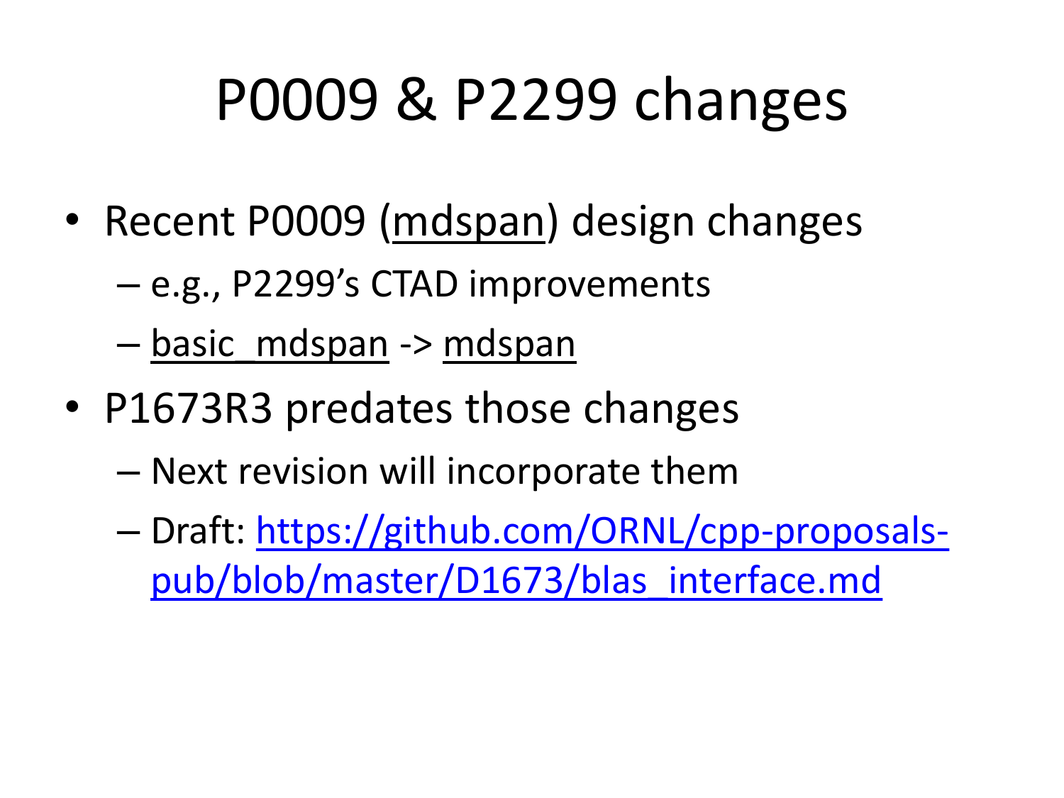# P0009 & P2299 changes

- Recent P0009 (mdspan) design changes
  - e.g., P2299's CTAD improvements
  - basic_mdspan -> mdspan
- P1673R3 predates those changes
  - Next revision will incorporate them
  - Draft: [https://github.com/ORNL/cpp-proposals-pub/blob/master/D1673/blas_interface.md](https://github.com/ORNL/cpp-proposals-pub/blob/master/D1673/blas_interface.md)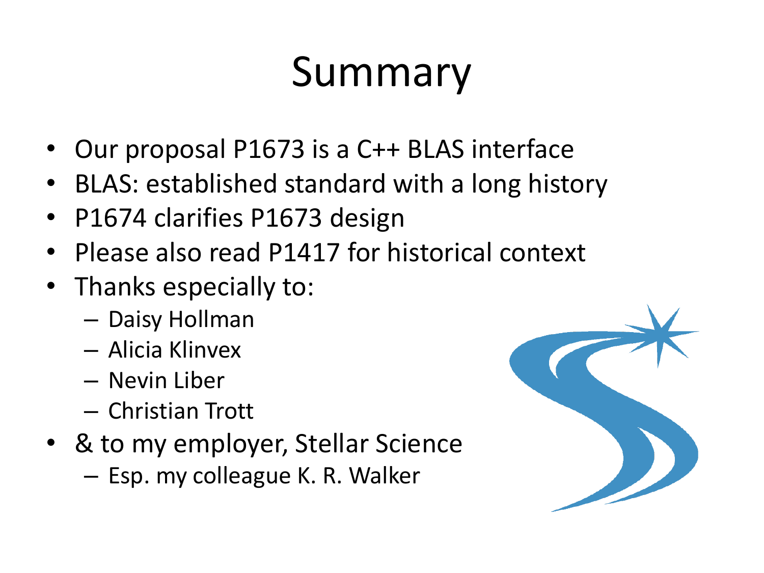# Summary

- Our proposal P1673 is a C++ BLAS interface
- BLAS: established standard with a long history
- P1674 clarifies P1673 design
- Please also read P1417 for historical context
- Thanks especially to:
  - Daisy Hollman
  - Alicia Klinvex
  - Nevin Liber
  - Christian Trott
- & to my employer, Stellar Science
  - Esp. my colleague K. R. Walker